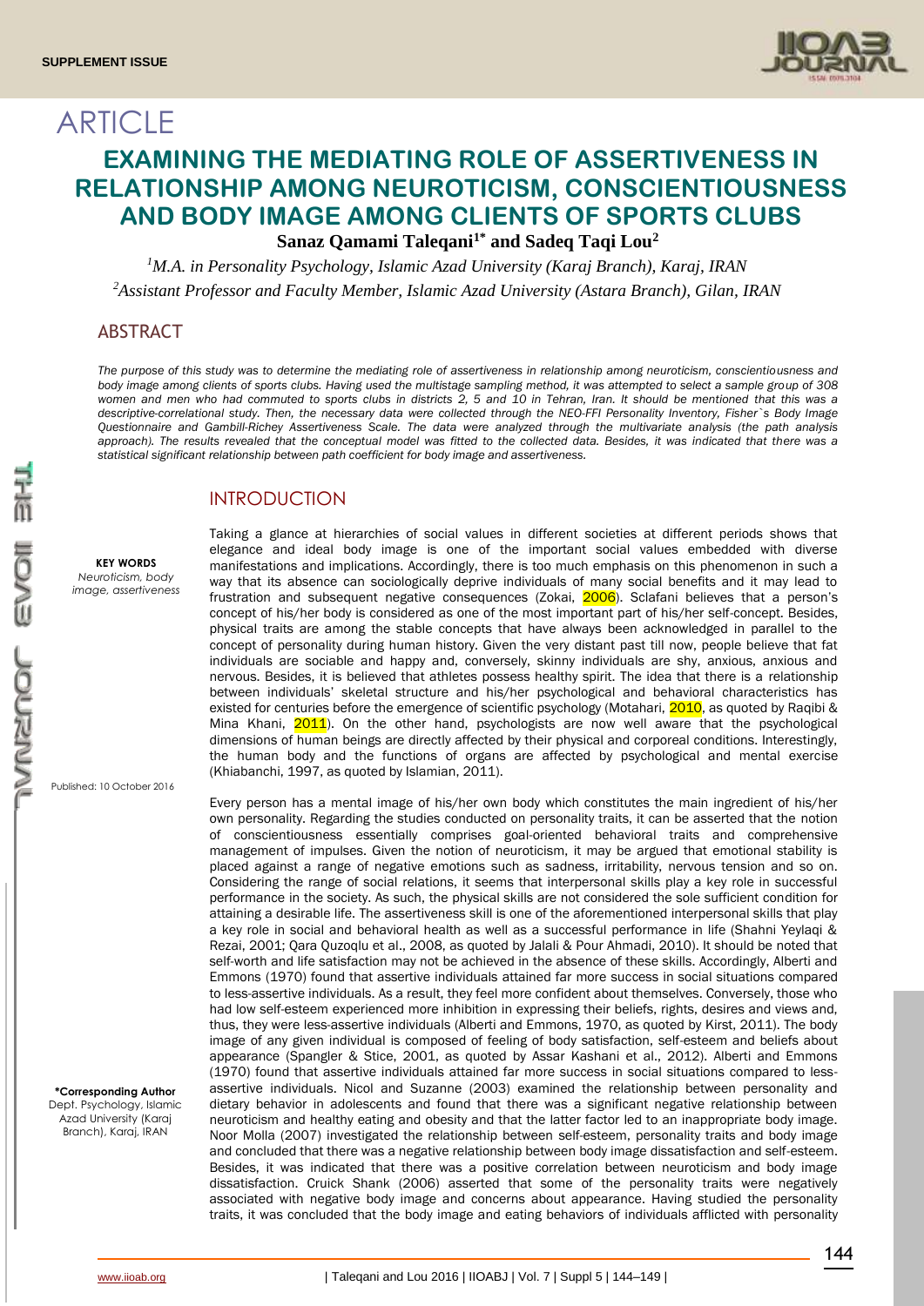SUPPLEMENT ISSUE

# ARTICLE

# EXAMINING THE MEDIATING ROLE OF ASSERTIVENESS IN RELATIONSHIP AMONG NEUROTICISM, CONSCIENTIOUSNESS AND BODY IMAGE AMONG CLIENTS OF SPORTS CLUBS

**Sanaz Qamami Taleqani[1*] and Sadeq Taqi Lou[2]**

*[1]M.A. in Personality Psychology, Islamic Azad University (Karaj Branch), Karaj, IRAN*
*[2]Assistant Professor and Faculty Member, Islamic Azad University (Astara Branch), Gilan, IRAN*

## ABSTRACT

*The purpose of this study was to determine the mediating role of assertiveness in relationship among neuroticism, conscientiousness and body image among clients of sports clubs. Having used the multistage sampling method, it was attempted to select a sample group of 308 women and men who had commuted to sports clubs in districts 2, 5 and 10 in Tehran, Iran. It should be mentioned that this was a descriptive-correlational study. Then, the necessary data were collected through the NEO-FFI Personality Inventory, Fisher`s Body Image Questionnaire and Gambill-Richey Assertiveness Scale. The data were analyzed through the multivariate analysis (the path analysis approach). The results revealed that the conceptual model was fitted to the collected data. Besides, it was indicated that there was a statistical significant relationship between path coefficient for body image and assertiveness.*

**KEY WORDS**
*Neuroticism, body image, assertiveness*

Published: 10 October 2016

**\*Corresponding Author**
Dept. Psychology, Islamic Azad University (Karaj Branch), Karaj, IRAN

## INTRODUCTION

Taking a glance at hierarchies of social values in different societies at different periods shows that elegance and ideal body image is one of the important social values embedded with diverse manifestations and implications. Accordingly, there is too much emphasis on this phenomenon in such a way that its absence can sociologically deprive individuals of many social benefits and it may lead to frustration and subsequent negative consequences (Zokai, 2006). Sclafani believes that a person's concept of his/her body is considered as one of the most important part of his/her self-concept. Besides, physical traits are among the stable concepts that have always been acknowledged in parallel to the concept of personality during human history. Given the very distant past till now, people believe that fat individuals are sociable and happy and, conversely, skinny individuals are shy, anxious, anxious and nervous. Besides, it is believed that athletes possess healthy spirit. The idea that there is a relationship between individuals' skeletal structure and his/her psychological and behavioral characteristics has existed for centuries before the emergence of scientific psychology (Motahari, 2010, as quoted by Raqibi & Mina Khani, 2011). On the other hand, psychologists are now well aware that the psychological dimensions of human beings are directly affected by their physical and corporeal conditions. Interestingly, the human body and the functions of organs are affected by psychological and mental exercise (Khiabanchi, 1997, as quoted by Islamian, 2011).

Every person has a mental image of his/her own body which constitutes the main ingredient of his/her own personality. Regarding the studies conducted on personality traits, it can be asserted that the notion of conscientiousness essentially comprises goal-oriented behavioral traits and comprehensive management of impulses. Given the notion of neuroticism, it may be argued that emotional stability is placed against a range of negative emotions such as sadness, irritability, nervous tension and so on. Considering the range of social relations, it seems that interpersonal skills play a key role in successful performance in the society. As such, the physical skills are not considered the sole sufficient condition for attaining a desirable life. The assertiveness skill is one of the aforementioned interpersonal skills that play a key role in social and behavioral health as well as a successful performance in life (Shahni Yeylaqi & Rezai, 2001; Qara Quzoqlu et al., 2008, as quoted by Jalali & Pour Ahmadi, 2010). It should be noted that self-worth and life satisfaction may not be achieved in the absence of these skills. Accordingly, Alberti and Emmons (1970) found that assertive individuals attained far more success in social situations compared to less-assertive individuals. As a result, they feel more confident about themselves. Conversely, those who had low self-esteem experienced more inhibition in expressing their beliefs, rights, desires and views and, thus, they were less-assertive individuals (Alberti and Emmons, 1970, as quoted by Kirst, 2011). The body image of any given individual is composed of feeling of body satisfaction, self-esteem and beliefs about appearance (Spangler & Stice, 2001, as quoted by Assar Kashani et al., 2012). Alberti and Emmons (1970) found that assertive individuals attained far more success in social situations compared to less-assertive individuals. Nicol and Suzanne (2003) examined the relationship between personality and dietary behavior in adolescents and found that there was a significant negative relationship between neuroticism and healthy eating and obesity and that the latter factor led to an inappropriate body image. Noor Molla (2007) investigated the relationship between self-esteem, personality traits and body image and concluded that there was a negative relationship between body image dissatisfaction and self-esteem. Besides, it was indicated that there was a positive correlation between neuroticism and body image dissatisfaction. Cruick Shank (2006) asserted that some of the personality traits were negatively associated with negative body image and concerns about appearance. Having studied the personality traits, it was concluded that the body image and eating behaviors of individuals afflicted with personality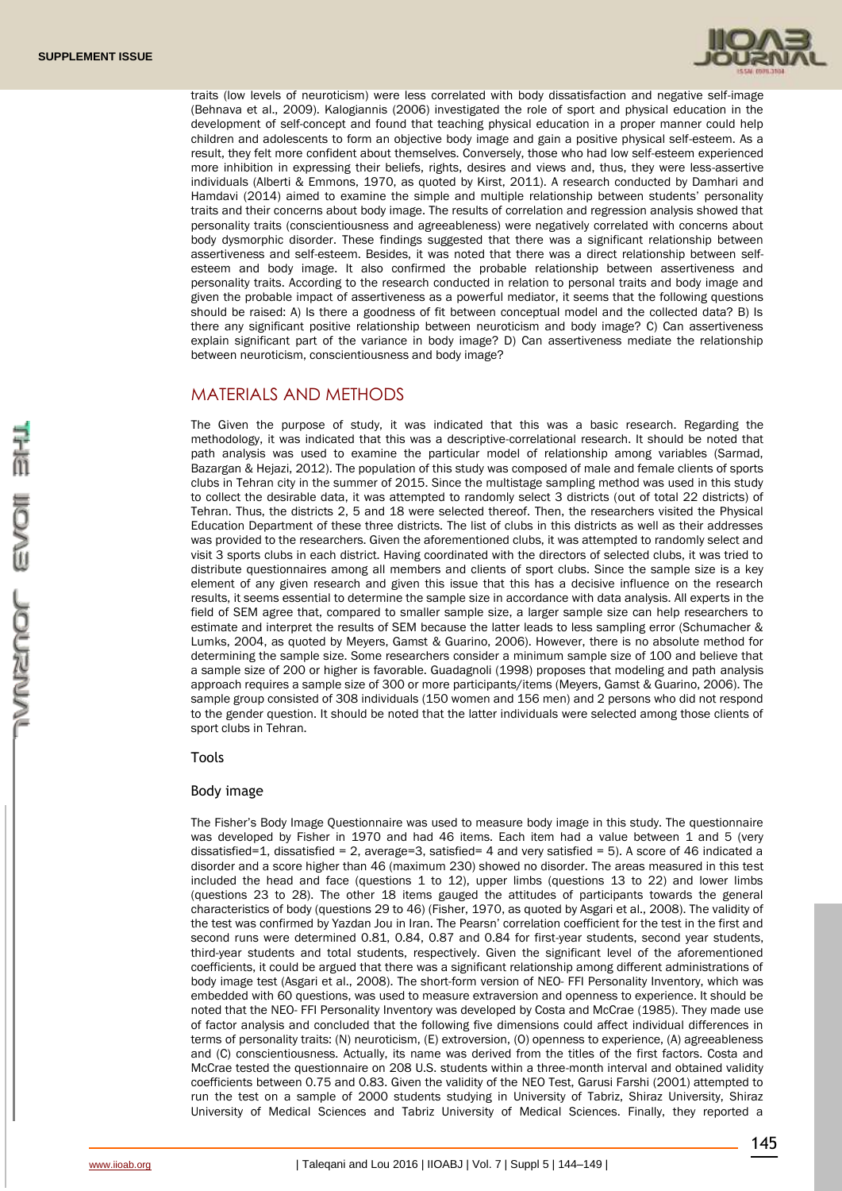traits (low levels of neuroticism) were less correlated with body dissatisfaction and negative self-image (Behnava et al., 2009). Kalogiannis (2006) investigated the role of sport and physical education in the development of self-concept and found that teaching physical education in a proper manner could help children and adolescents to form an objective body image and gain a positive physical self-esteem. As a result, they felt more confident about themselves. Conversely, those who had low self-esteem experienced more inhibition in expressing their beliefs, rights, desires and views and, thus, they were less-assertive individuals (Alberti & Emmons, 1970, as quoted by Kirst, 2011). A research conducted by Damhari and Hamdavi (2014) aimed to examine the simple and multiple relationship between students' personality traits and their concerns about body image. The results of correlation and regression analysis showed that personality traits (conscientiousness and agreeableness) were negatively correlated with concerns about body dysmorphic disorder. These findings suggested that there was a significant relationship between assertiveness and self-esteem. Besides, it was noted that there was a direct relationship between self-esteem and body image. It also confirmed the probable relationship between assertiveness and personality traits. According to the research conducted in relation to personal traits and body image and given the probable impact of assertiveness as a powerful mediator, it seems that the following questions should be raised: A) Is there a goodness of fit between conceptual model and the collected data? B) Is there any significant positive relationship between neuroticism and body image? C) Can assertiveness explain significant part of the variance in body image? D) Can assertiveness mediate the relationship between neuroticism, conscientiousness and body image?

## MATERIALS AND METHODS

The Given the purpose of study, it was indicated that this was a basic research. Regarding the methodology, it was indicated that this was a descriptive-correlational research. It should be noted that path analysis was used to examine the particular model of relationship among variables (Sarmad, Bazargan & Hejazi, 2012). The population of this study was composed of male and female clients of sports clubs in Tehran city in the summer of 2015. Since the multistage sampling method was used in this study to collect the desirable data, it was attempted to randomly select 3 districts (out of total 22 districts) of Tehran. Thus, the districts 2, 5 and 18 were selected thereof. Then, the researchers visited the Physical Education Department of these three districts. The list of clubs in this districts as well as their addresses was provided to the researchers. Given the aforementioned clubs, it was attempted to randomly select and visit 3 sports clubs in each district. Having coordinated with the directors of selected clubs, it was tried to distribute questionnaires among all members and clients of sport clubs. Since the sample size is a key element of any given research and given this issue that this has a decisive influence on the research results, it seems essential to determine the sample size in accordance with data analysis. All experts in the field of SEM agree that, compared to smaller sample size, a larger sample size can help researchers to estimate and interpret the results of SEM because the latter leads to less sampling error (Schumacher & Lumks, 2004, as quoted by Meyers, Gamst & Guarino, 2006). However, there is no absolute method for determining the sample size. Some researchers consider a minimum sample size of 100 and believe that a sample size of 200 or higher is favorable. Guadagnoli (1998) proposes that modeling and path analysis approach requires a sample size of 300 or more participants/items (Meyers, Gamst & Guarino, 2006). The sample group consisted of 308 individuals (150 women and 156 men) and 2 persons who did not respond to the gender question. It should be noted that the latter individuals were selected among those clients of sport clubs in Tehran.

### Tools

### Body image

The Fisher's Body Image Questionnaire was used to measure body image in this study. The questionnaire was developed by Fisher in 1970 and had 46 items. Each item had a value between 1 and 5 (very dissatisfied=1, dissatisfied = 2, average=3, satisfied= 4 and very satisfied = 5). A score of 46 indicated a disorder and a score higher than 46 (maximum 230) showed no disorder. The areas measured in this test included the head and face (questions 1 to 12), upper limbs (questions 13 to 22) and lower limbs (questions 23 to 28). The other 18 items gauged the attitudes of participants towards the general characteristics of body (questions 29 to 46) (Fisher, 1970, as quoted by Asgari et al., 2008). The validity of the test was confirmed by Yazdan Jou in Iran. The Pearsn' correlation coefficient for the test in the first and second runs were determined 0.81, 0.84, 0.87 and 0.84 for first-year students, second year students, third-year students and total students, respectively. Given the significant level of the aforementioned coefficients, it could be argued that there was a significant relationship among different administrations of body image test (Asgari et al., 2008). The short-form version of NEO- FFI Personality Inventory, which was embedded with 60 questions, was used to measure extraversion and openness to experience. It should be noted that the NEO- FFI Personality Inventory was developed by Costa and McCrae (1985). They made use of factor analysis and concluded that the following five dimensions could affect individual differences in terms of personality traits: (N) neuroticism, (E) extroversion, (O) openness to experience, (A) agreeableness and (C) conscientiousness. Actually, its name was derived from the titles of the first factors. Costa and McCrae tested the questionnaire on 208 U.S. students within a three-month interval and obtained validity coefficients between 0.75 and 0.83. Given the validity of the NEO Test, Garusi Farshi (2001) attempted to run the test on a sample of 2000 students studying in University of Tabriz, Shiraz University, Shiraz University of Medical Sciences and Tabriz University of Medical Sciences. Finally, they reported a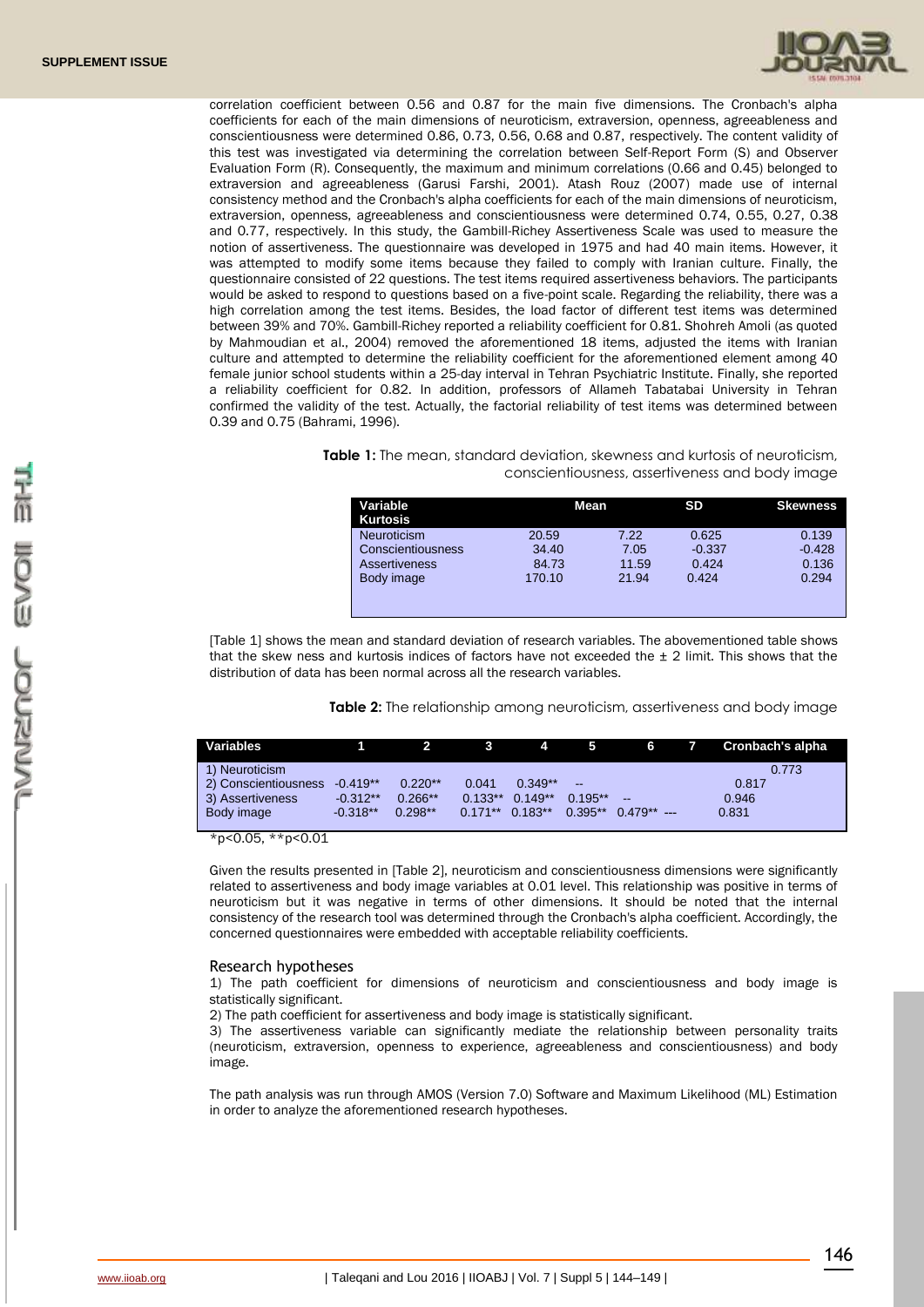correlation coefficient between 0.56 and 0.87 for the main five dimensions. The Cronbach's alpha coefficients for each of the main dimensions of neuroticism, extraversion, openness, agreeableness and conscientiousness were determined 0.86, 0.73, 0.56, 0.68 and 0.87, respectively. The content validity of this test was investigated via determining the correlation between Self-Report Form (S) and Observer Evaluation Form (R). Consequently, the maximum and minimum correlations (0.66 and 0.45) belonged to extraversion and agreeableness (Garusi Farshi, 2001). Atash Rouz (2007) made use of internal consistency method and the Cronbach's alpha coefficients for each of the main dimensions of neuroticism, extraversion, openness, agreeableness and conscientiousness were determined 0.74, 0.55, 0.27, 0.38 and 0.77, respectively. In this study, the Gambill-Richey Assertiveness Scale was used to measure the notion of assertiveness. The questionnaire was developed in 1975 and had 40 main items. However, it was attempted to modify some items because they failed to comply with Iranian culture. Finally, the questionnaire consisted of 22 questions. The test items required assertiveness behaviors. The participants would be asked to respond to questions based on a five-point scale. Regarding the reliability, there was a high correlation among the test items. Besides, the load factor of different test items was determined between 39% and 70%. Gambill-Richey reported a reliability coefficient for 0.81. Shohreh Amoli (as quoted by Mahmoudian et al., 2004) removed the aforementioned 18 items, adjusted the items with Iranian culture and attempted to determine the reliability coefficient for the aforementioned element among 40 female junior school students within a 25-day interval in Tehran Psychiatric Institute. Finally, she reported a reliability coefficient for 0.82. In addition, professors of Allameh Tabatabai University in Tehran confirmed the validity of the test. Actually, the factorial reliability of test items was determined between 0.39 and 0.75 (Bahrami, 1996).

**Table 1:** The mean, standard deviation, skewness and kurtosis of neuroticism, conscientiousness, assertiveness and body image

| Variable | Mean | SD | Skewness | Kurtosis |
|---|---|---|---|---|
| Neuroticism | 20.59 | 7.22 | 0.625 | 0.139 |
| Conscientiousness | 34.40 | 7.05 | -0.337 | -0.428 |
| Assertiveness | 84.73 | 11.59 | 0.424 | 0.136 |
| Body image | 170.10 | 21.94 | 0.424 | 0.294 |

[Table 1] shows the mean and standard deviation of research variables. The abovementioned table shows that the skew ness and kurtosis indices of factors have not exceeded the ± 2 limit. This shows that the distribution of data has been normal across all the research variables.

**Table 2:** The relationship among neuroticism, assertiveness and body image

| Variables | 1 | 2 | 3 | 4 | 5 | 6 | 7 | Cronbach's alpha |
|---|---|---|---|---|---|---|---|---|
| 1) Neuroticism | | | | | | | | 0.773 |
| 2) Conscientiousness | -0.419** | 0.220** | 0.041 | 0.349** | -- | | | 0.817 |
| 3) Assertiveness | -0.312** | 0.266** | 0.133** | 0.149** | 0.195** | -- | | 0.946 |
| Body image | -0.318** | 0.298** | 0.171** | 0.183** | 0.395** | 0.479** | --- | 0.831 |

*p<0.05, **p<0.01

Given the results presented in [Table 2], neuroticism and conscientiousness dimensions were significantly related to assertiveness and body image variables at 0.01 level. This relationship was positive in terms of neuroticism but it was negative in terms of other dimensions. It should be noted that the internal consistency of the research tool was determined through the Cronbach's alpha coefficient. Accordingly, the concerned questionnaires were embedded with acceptable reliability coefficients.

## Research hypotheses

1) The path coefficient for dimensions of neuroticism and conscientiousness and body image is statistically significant.

2) The path coefficient for assertiveness and body image is statistically significant.

3) The assertiveness variable can significantly mediate the relationship between personality traits (neuroticism, extraversion, openness to experience, agreeableness and conscientiousness) and body image.

The path analysis was run through AMOS (Version 7.0) Software and Maximum Likelihood (ML) Estimation in order to analyze the aforementioned research hypotheses.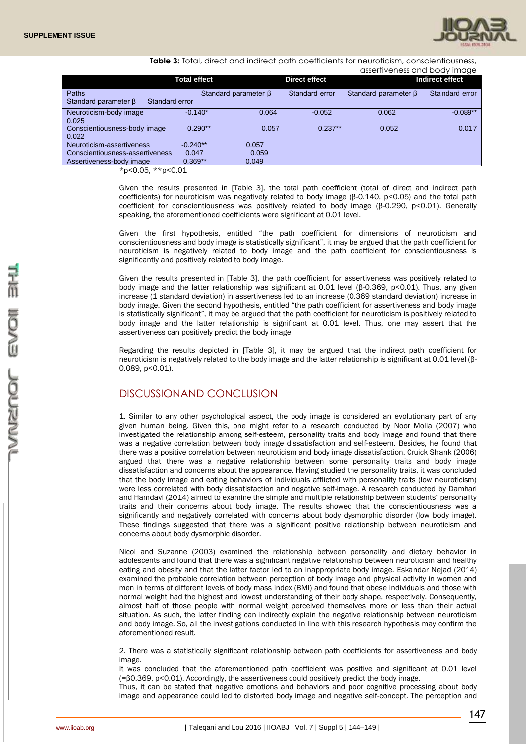**Table 3:** Total, direct and indirect path coefficients for neuroticism, conscientiousness, assertiveness and body image

| Paths | Total effect | | Direct effect | | Indirect effect | |
|---|---|---|---|---|---|---|
| | Standard parameter β | Standard error | Standard parameter β | Standard error | Standard parameter β | Standard error |
| Neuroticism-body image | -0.140* | 0.064 | -0.052 | 0.062 | -0.089** | 0.025 |
| Conscientiousness-body image | 0.290** | 0.057 | 0.237** | 0.052 | 0.017 | 0.022 |
| Neuroticism-assertiveness | -0.240** | 0.057 | | | | |
| Conscientiousness-assertiveness | 0.047 | 0.059 | | | | |
| Assertiveness-body image | 0.369** | 0.049 | | | | |

*p<0.05, **p<0.01

Given the results presented in [Table 3], the total path coefficient (total of direct and indirect path coefficients) for neuroticism was negatively related to body image (β-0.140, p<0.05) and the total path coefficient for conscientiousness was positively related to body image (β-0.290, p<0.01). Generally speaking, the aforementioned coefficients were significant at 0.01 level.

Given the first hypothesis, entitled "the path coefficient for dimensions of neuroticism and conscientiousness and body image is statistically significant", it may be argued that the path coefficient for neuroticism is negatively related to body image and the path coefficient for conscientiousness is significantly and positively related to body image.

Given the results presented in [Table 3], the path coefficient for assertiveness was positively related to body image and the latter relationship was significant at 0.01 level (β-0.369, p<0.01). Thus, any given increase (1 standard deviation) in assertiveness led to an increase (0.369 standard deviation) increase in body image. Given the second hypothesis, entitled "the path coefficient for assertiveness and body image is statistically significant", it may be argued that the path coefficient for neuroticism is positively related to body image and the latter relationship is significant at 0.01 level. Thus, one may assert that the assertiveness can positively predict the body image.

Regarding the results depicted in [Table 3], it may be argued that the indirect path coefficient for neuroticism is negatively related to the body image and the latter relationship is significant at 0.01 level (β-0.089, p<0.01).

## DISCUSSIONAND CONCLUSION

1. Similar to any other psychological aspect, the body image is considered an evolutionary part of any given human being. Given this, one might refer to a research conducted by Noor Molla (2007) who investigated the relationship among self-esteem, personality traits and body image and found that there was a negative correlation between body image dissatisfaction and self-esteem. Besides, he found that there was a positive correlation between neuroticism and body image dissatisfaction. Cruick Shank (2006) argued that there was a negative relationship between some personality traits and body image dissatisfaction and concerns about the appearance. Having studied the personality traits, it was concluded that the body image and eating behaviors of individuals afflicted with personality traits (low neuroticism) were less correlated with body dissatisfaction and negative self-image. A research conducted by Damhari and Hamdavi (2014) aimed to examine the simple and multiple relationship between students' personality traits and their concerns about body image. The results showed that the conscientiousness was a significantly and negatively correlated with concerns about body dysmorphic disorder (low body image). These findings suggested that there was a significant positive relationship between neuroticism and concerns about body dysmorphic disorder.

Nicol and Suzanne (2003) examined the relationship between personality and dietary behavior in adolescents and found that there was a significant negative relationship between neuroticism and healthy eating and obesity and that the latter factor led to an inappropriate body image. Eskandar Nejad (2014) examined the probable correlation between perception of body image and physical activity in women and men in terms of different levels of body mass index (BMI) and found that obese individuals and those with normal weight had the highest and lowest understanding of their body shape, respectively. Consequently, almost half of those people with normal weight perceived themselves more or less than their actual situation. As such, the latter finding can indirectly explain the negative relationship between neuroticism and body image. So, all the investigations conducted in line with this research hypothesis may confirm the aforementioned result.

2. There was a statistically significant relationship between path coefficients for assertiveness and body image.

It was concluded that the aforementioned path coefficient was positive and significant at 0.01 level (=β0.369, p<0.01). Accordingly, the assertiveness could positively predict the body image.

Thus, it can be stated that negative emotions and behaviors and poor cognitive processing about body image and appearance could led to distorted body image and negative self-concept. The perception and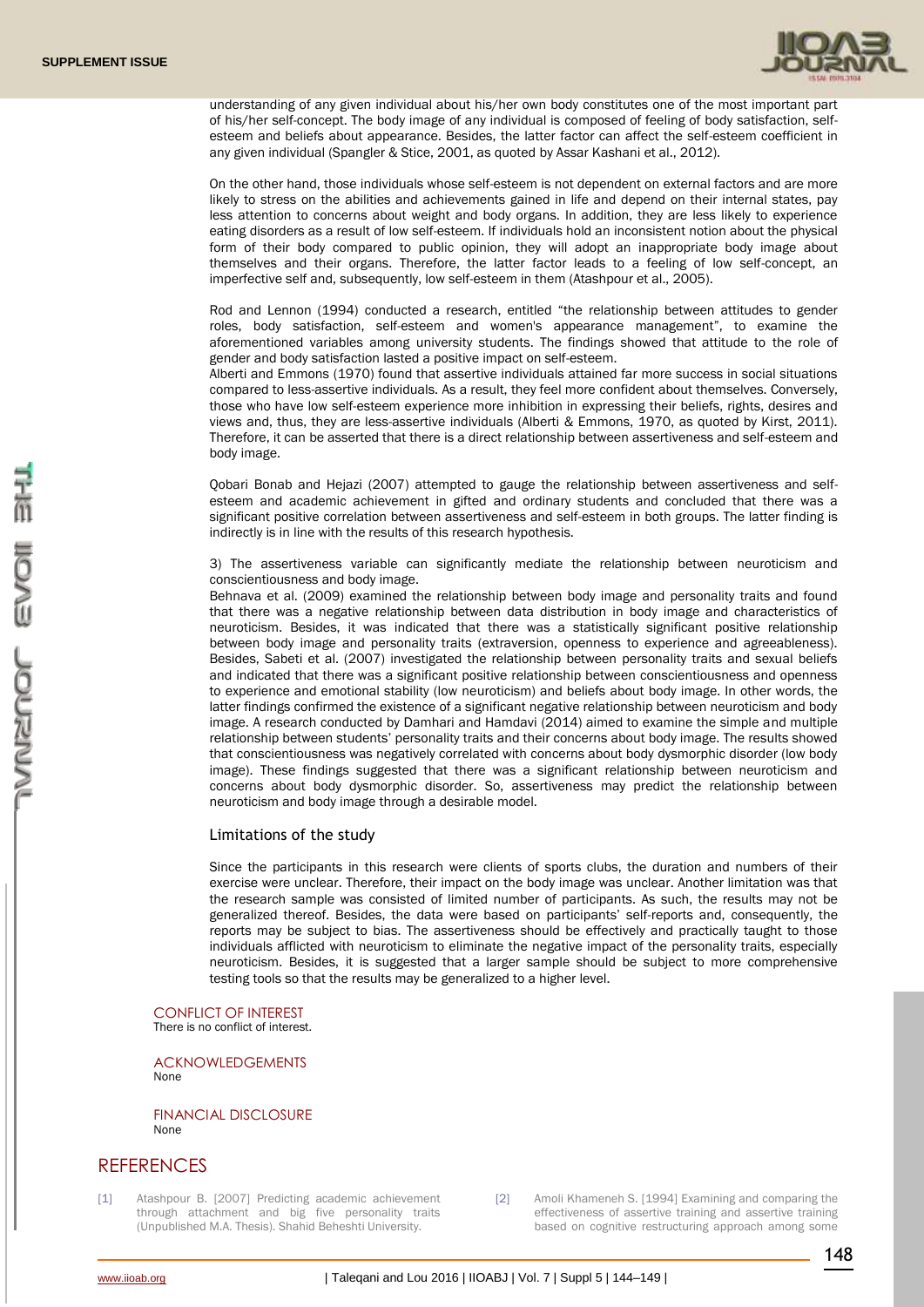understanding of any given individual about his/her own body constitutes one of the most important part of his/her self-concept. The body image of any individual is composed of feeling of body satisfaction, self-esteem and beliefs about appearance. Besides, the latter factor can affect the self-esteem coefficient in any given individual (Spangler & Stice, 2001, as quoted by Assar Kashani et al., 2012).

On the other hand, those individuals whose self-esteem is not dependent on external factors and are more likely to stress on the abilities and achievements gained in life and depend on their internal states, pay less attention to concerns about weight and body organs. In addition, they are less likely to experience eating disorders as a result of low self-esteem. If individuals hold an inconsistent notion about the physical form of their body compared to public opinion, they will adopt an inappropriate body image about themselves and their organs. Therefore, the latter factor leads to a feeling of low self-concept, an imperfective self and, subsequently, low self-esteem in them (Atashpour et al., 2005).

Rod and Lennon (1994) conducted a research, entitled "the relationship between attitudes to gender roles, body satisfaction, self-esteem and women's appearance management", to examine the aforementioned variables among university students. The findings showed that attitude to the role of gender and body satisfaction lasted a positive impact on self-esteem.

Alberti and Emmons (1970) found that assertive individuals attained far more success in social situations compared to less-assertive individuals. As a result, they feel more confident about themselves. Conversely, those who have low self-esteem experience more inhibition in expressing their beliefs, rights, desires and views and, thus, they are less-assertive individuals (Alberti & Emmons, 1970, as quoted by Kirst, 2011). Therefore, it can be asserted that there is a direct relationship between assertiveness and self-esteem and body image.

Qobari Bonab and Hejazi (2007) attempted to gauge the relationship between assertiveness and self-esteem and academic achievement in gifted and ordinary students and concluded that there was a significant positive correlation between assertiveness and self-esteem in both groups. The latter finding is indirectly is in line with the results of this research hypothesis.

3) The assertiveness variable can significantly mediate the relationship between neuroticism and conscientiousness and body image.

Behnava et al. (2009) examined the relationship between body image and personality traits and found that there was a negative relationship between data distribution in body image and characteristics of neuroticism. Besides, it was indicated that there was a statistically significant positive relationship between body image and personality traits (extraversion, openness to experience and agreeableness). Besides, Sabeti et al. (2007) investigated the relationship between personality traits and sexual beliefs and indicated that there was a significant positive relationship between conscientiousness and openness to experience and emotional stability (low neuroticism) and beliefs about body image. In other words, the latter findings confirmed the existence of a significant negative relationship between neuroticism and body image. A research conducted by Damhari and Hamdavi (2014) aimed to examine the simple and multiple relationship between students' personality traits and their concerns about body image. The results showed that conscientiousness was negatively correlated with concerns about body dysmorphic disorder (low body image). These findings suggested that there was a significant relationship between neuroticism and concerns about body dysmorphic disorder. So, assertiveness may predict the relationship between neuroticism and body image through a desirable model.

### Limitations of the study

Since the participants in this research were clients of sports clubs, the duration and numbers of their exercise were unclear. Therefore, their impact on the body image was unclear. Another limitation was that the research sample was consisted of limited number of participants. As such, the results may not be generalized thereof. Besides, the data were based on participants' self-reports and, consequently, the reports may be subject to bias. The assertiveness should be effectively and practically taught to those individuals afflicted with neuroticism to eliminate the negative impact of the personality traits, especially neuroticism. Besides, it is suggested that a larger sample should be subject to more comprehensive testing tools so that the results may be generalized to a higher level.

#### CONFLICT OF INTEREST

There is no conflict of interest.

#### ACKNOWLEDGEMENTS

None

#### FINANCIAL DISCLOSURE

None

## REFERENCES

[1] Atashpour B. [2007] Predicting academic achievement through attachment and big five personality traits (Unpublished M.A. Thesis). Shahid Beheshti University.

[2] Amoli Khameneh S. [1994] Examining and comparing the effectiveness of assertive training and assertive training based on cognitive restructuring approach among some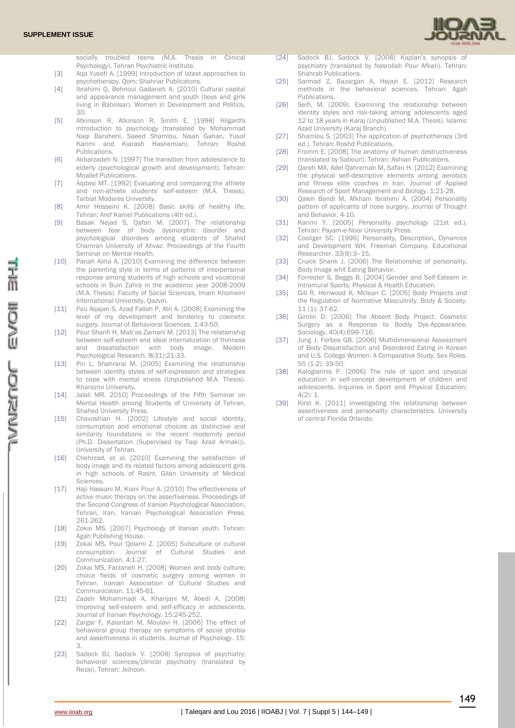socially troubled teens (M.A. Thesis in Clinical Psychology). Tehran Psychiatric Institute.

[3] Aqa Yusofi A. [1999] Introduction of latest approaches to psychotherapy. Qom: Shahriar Publicatons.

[4] Ibrahimi Q, Behnoui Gadaneh A. [2010] Cultural capital and appearance management and youth (boys and girls living in Babolsar). Women in Development and Politics, 30.

[5] Atkinson R, Atkinson R, Smith E. [1998] Hilgard's introduction to psychology (translated by Mohammad Naqi Baraheni, Saeed Shamlou, Nisan Gahan, Yusof Karimi and Kiarash Hashemian). Tehran: Roshd Publications.

[6] Akbarzadeh N. [1997] The transition from adolescence to elderly (psychological growth and development). Tehran: Moallef Publications.

[7] Aqdasi MT. [1992] Evaluating and comparing the athlete and non-athlete students' self-esteem (M.A. Thesis). Tarbiat Modares University.

[8] Amir Hosseini K. [2008] Basic skills of healthy life. Tehran: Aref Kamel Publications (4th ed.).

[9] Basak Nejad S, Qafari M. [2007] The relationship between fear of body dysmorphic disorder and psychological disorders among students of Shahid Chamran University of Ahvaz. Proceedings of the Fourth Seminar on Mental Health.

[10] Panah Aliha A. [2010] Examining the difference between the parenting style in terms of patterns of interpersonal response among students of high schools and vocational schools in Buin Zahra in the academic year 2008-2009 (M.A. Thesis). Faculty of Social Sciences, Imam Khomeini International University, Qazvin.

[11] Pou Aqajan S, Azad Fallah P, Atri A. [2008] Examining the level of my development and tendency to cosmetic surgery. Journal of Behavioral Sciences. 1:43-50.

[12] Pour Sharifi H, Mab'as Zamani M. [2013] The relationship between self-esteem and ideal internalization of thinness and dissatisfaction with body image. Modern Psychological Research. 8(31):21-33.

[13] Piri L, Shahrarai M. [2005] Examining the relationship between identity styles of self-expression and strategies to cope with mental stress (Unpublished M.A. Thesis). Kharazmi University.

[14] Jalali MR. 2010] Proceedings of the Fifth Seminar on Mental Health among Students of University of Tehran. Shahed University Press.

[15] Chavoshian H. [2002] Lifestyle and social identity, consumption and emotional choices as distinctive and similarity foundations in the recent modernity period (Ph.D. Dissertation (Supervised by Taqi Azad Armaki)). University of Tehran.

[16] Chehrzad, et al. [2010] Examining the satisfaction of body image and its related factors among adolescent girls in high schools of Rasht. Gilan University of Medical Sciences.

[17] Haji Hassani M, Kiani Pour A. [2010] The effectiveness of active music therapy on the assertiveness. Proceedings of the Second Congress of Iranian Psychological Association, Tehran, Iran. Iranian Psychological Association Press. 261-262.

[18] Zokai MS. [2007] Psychology of Iranian youth. Tehran: Agah Publishing House.

[19] Zokai MS, Pour Qolami Z. [2005] Subculture or cultural consumption. Journal of Cultural Studies and Communication. 4:1-27.

[20] Zokai MS, Farzaneh H. [2008] Women and body culture; choice fields of cosmetic surgery among women in Tehran. Iranian Association of Cultural Studies and Communication. 11:45-61.

[21] Zadeh Mohammadi A, Khanjani M, Abedi A. [2008] Improving self-esteem and self-efficacy in adolescents. Journal of Iranian Psychology. 15:245-252.

[22] Zargar F, Kalantari M, Moulavi H. [2006] The effect of behavioral group therapy on symptoms of social phobia and assertiveness in students. Journal of Psychology. 15: 3.

[23] Sadock BJ, Sadock V. [2008] Synopsis of psychiatry; behavioral sciences/clinical psychiatry (translated by Rezai). Tehran: Jeihoon.

[24] Sadock BJ, Sadock V. [2008] Kaplan's synopsis of psychiatry (translated by Nasrollah Pour Afkari). Tehran: Shahrab Publications.

[25] Sarmad Z, Bazargan A, Hejazi E. [2012] Research methods in the behavioral sciences. Tehran: Agah Publications.

[26] Seifi, M. (2009). Examining the relationship between identity styles and risk-taking among adolescents aged 12 to 18 years in Karaj (Unpublished M.A. Thesis). Islamic Azad University (Karaj Branch).

[27] Shamlou S. [2003] The application of psychotherapy (3rd ed.). Tehran: Roshd Publications.

[28] Fromm E. [2008] The anatomy of human destructiveness (translated by Sabouri). Tehran: Ashian Publications.

[29] Qareh MA, Adel Qahreman M, Safari H. [2012] Examining the physical self-descriptive elements among aerobics and fitness elite coaches in Iran. Journal of Applied Research of Sport Management and Biology. 1:21-28.

[30] Qaleh Bandi M, Afkham Ibrahimi A. [2004] Personality pattern of applicants of nose surgery. Journal of Thought and Behavior. 4-10.

[31] Karimi Y. [2005] Personality psychology (21st ed.). Tehran: Payam-e-Noor University Press.

[32] Cooliger SC. [1996] Personality, Description, Dynamics and Development WH. Freeman Company. Educational Researcher. 33(8):3–15.

[33] Cruick Shank J. [2006] The Relationship of personality, Body Image whit Eating Behavior.

[34] Forrester S, Beggs B. [2004] Gender and Self-Esteem in Intramural Sports. Physical & Health Education.

[35] Gill R, Henwood K, Mclean C. [2005] Body Projects and the Regulation of Normative Masculinity. Body & Society. 11 (1): 37-62.

[36] Gimlin D. [2006] The Absent Body Project: Cosmetic Surgery as a Response to Bodily Dys-Appearance. Sociology. 40(4):699-716.

[37] Jung J, Forbes GB. [2006] Multidimensional Assessment of Body Dissatisfaction and Disordered Eating in Korean and U.S. College Women: A Comparative Study. Sex Roles. 55 (1-2): 39-50.

[38] Kalogiannis P. [2006] The role of sport and physical education in self-concept development of children and adolescents. Inquiries in Sport and Physical Education; 4(2): 1.

[39] Kirst K. [2011] Investigating the relationship between assertiveness and personality characteristics. University of central Florida Orlando.